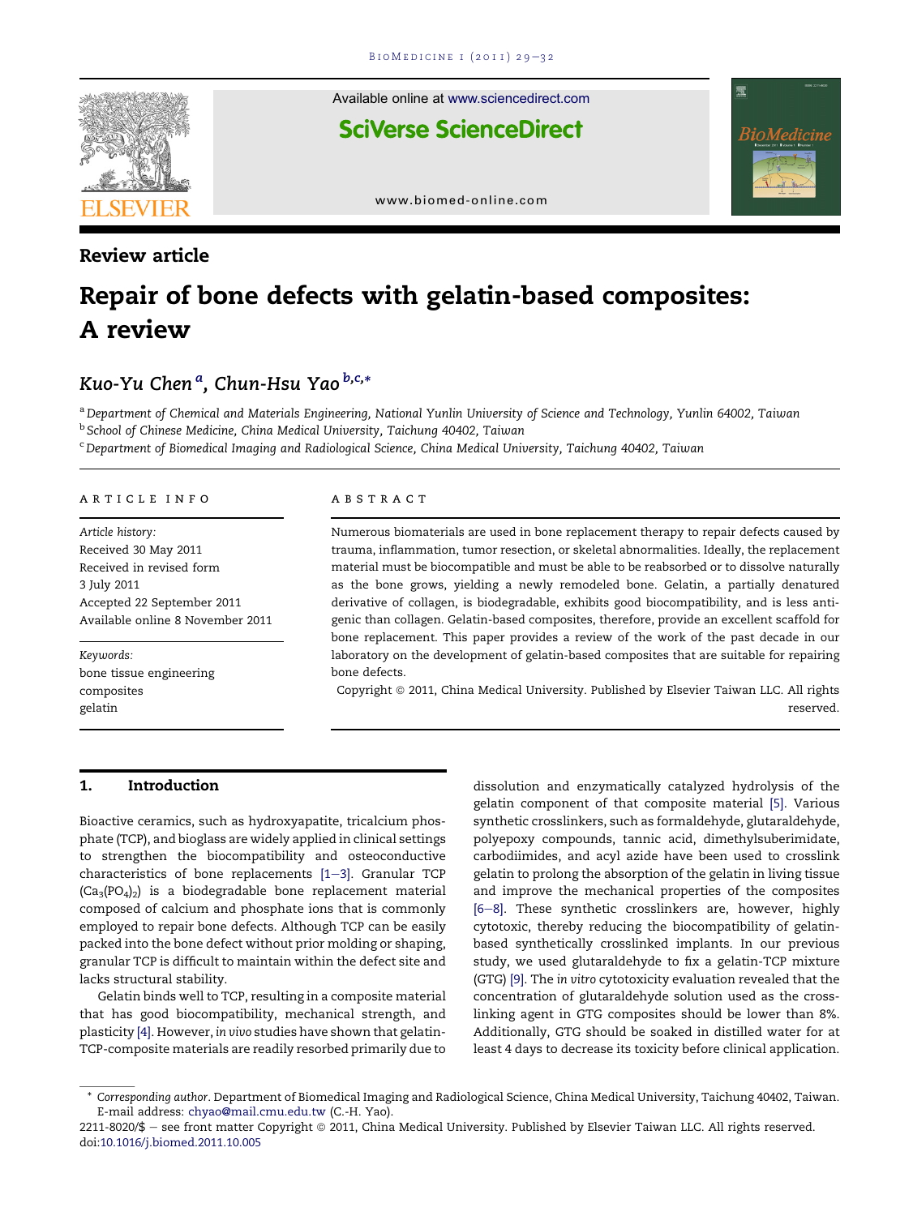Review article

# Repair of bone defects with gelatin-based composites: A review

*Kuo-Yu Chen* [a], *Chun-Hsu Yao* [b,c,*]

[a] Department of Chemical and Materials Engineering, National Yunlin University of Science and Technology, Yunlin 64002, Taiwan
[b] School of Chinese Medicine, China Medical University, Taichung 40402, Taiwan
[c] Department of Biomedical Imaging and Radiological Science, China Medical University, Taichung 40402, Taiwan

**ARTICLE INFO**

*Article history:*
Received 30 May 2011
Received in revised form 3 July 2011
Accepted 22 September 2011
Available online 8 November 2011

*Keywords:*
bone tissue engineering
composites
gelatin

**ABSTRACT**

Numerous biomaterials are used in bone replacement therapy to repair defects caused by trauma, inflammation, tumor resection, or skeletal abnormalities. Ideally, the replacement material must be biocompatible and must be able to be reabsorbed or to dissolve naturally as the bone grows, yielding a newly remodeled bone. Gelatin, a partially denatured derivative of collagen, is biodegradable, exhibits good biocompatibility, and is less antigenic than collagen. Gelatin-based composites, therefore, provide an excellent scaffold for bone replacement. This paper provides a review of the work of the past decade in our laboratory on the development of gelatin-based composites that are suitable for repairing bone defects.

Copyright © 2011, China Medical University. Published by Elsevier Taiwan LLC. All rights reserved.

## 1. Introduction

Bioactive ceramics, such as hydroxyapatite, tricalcium phosphate (TCP), and bioglass are widely applied in clinical settings to strengthen the biocompatibility and osteoconductive characteristics of bone replacements [1–3]. Granular TCP ($Ca_3(PO_4)_2$) is a biodegradable bone replacement material composed of calcium and phosphate ions that is commonly employed to repair bone defects. Although TCP can be easily packed into the bone defect without prior molding or shaping, granular TCP is difficult to maintain within the defect site and lacks structural stability.

Gelatin binds well to TCP, resulting in a composite material that has good biocompatibility, mechanical strength, and plasticity [4]. However, *in vivo* studies have shown that gelatin-TCP-composite materials are readily resorbed primarily due to dissolution and enzymatically catalyzed hydrolysis of the gelatin component of that composite material [5]. Various synthetic crosslinkers, such as formaldehyde, glutaraldehyde, polyepoxy compounds, tannic acid, dimethylsuberimidate, carbodiimides, and acyl azide have been used to crosslink gelatin to prolong the absorption of the gelatin in living tissue and improve the mechanical properties of the composites [6–8]. These synthetic crosslinkers are, however, highly cytotoxic, thereby reducing the biocompatibility of gelatin-based synthetically crosslinked implants. In our previous study, we used glutaraldehyde to fix a gelatin-TCP mixture (GTG) [9]. The *in vitro* cytotoxicity evaluation revealed that the concentration of glutaraldehyde solution used as the crosslinking agent in GTG composites should be lower than 8%. Additionally, GTG should be soaked in distilled water for at least 4 days to decrease its toxicity before clinical application.

* *Corresponding author*. Department of Biomedical Imaging and Radiological Science, China Medical University, Taichung 40402, Taiwan.
E-mail address: chyao@mail.cmu.edu.tw (C.-H. Yao).

2211-8020/$ – see front matter Copyright © 2011, China Medical University. Published by Elsevier Taiwan LLC. All rights reserved.
doi:10.1016/j.biomed.2011.10.005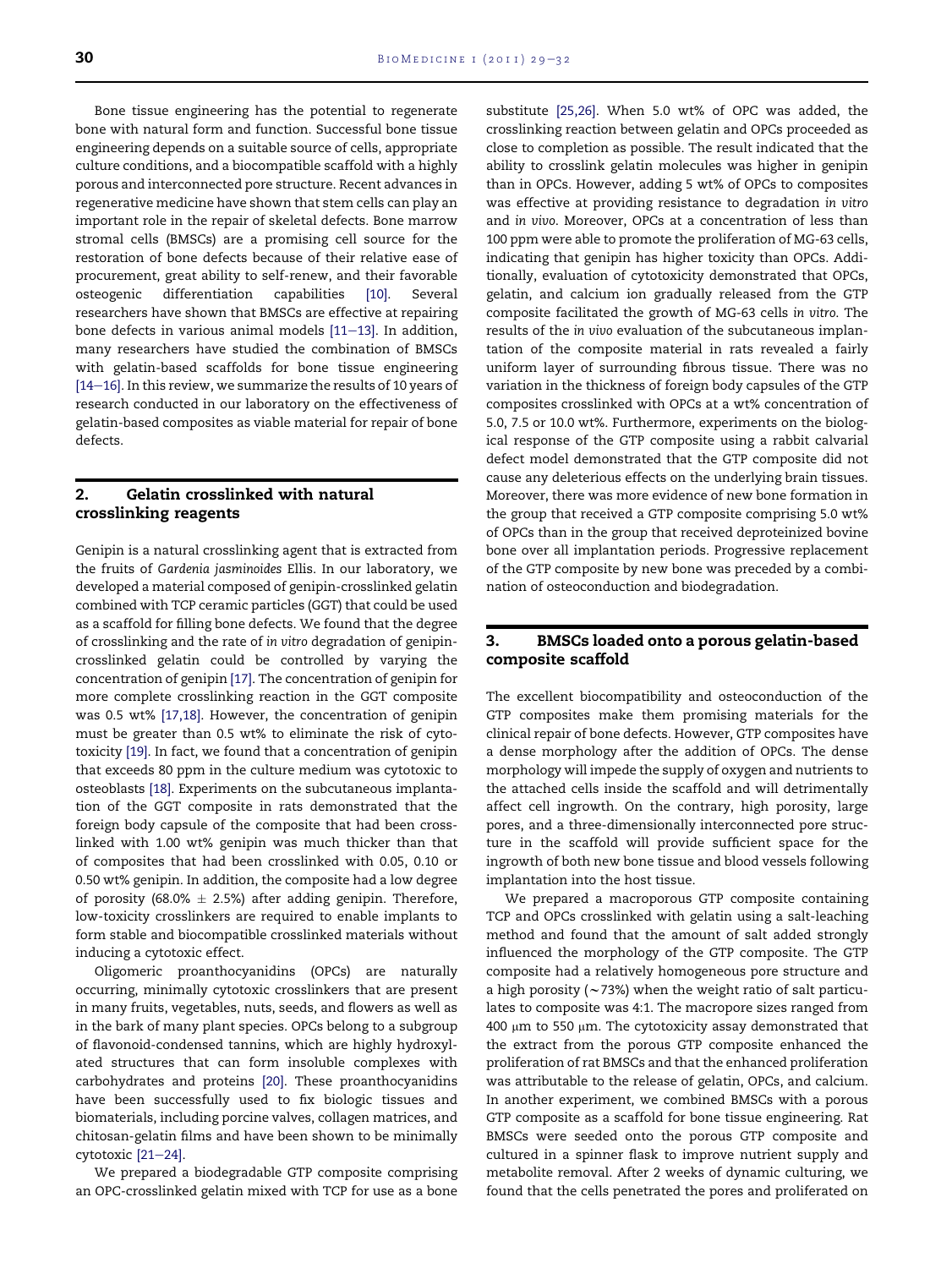Bone tissue engineering has the potential to regenerate bone with natural form and function. Successful bone tissue engineering depends on a suitable source of cells, appropriate culture conditions, and a biocompatible scaffold with a highly porous and interconnected pore structure. Recent advances in regenerative medicine have shown that stem cells can play an important role in the repair of skeletal defects. Bone marrow stromal cells (BMSCs) are a promising cell source for the restoration of bone defects because of their relative ease of procurement, great ability to self-renew, and their favorable osteogenic differentiation capabilities [10]. Several researchers have shown that BMSCs are effective at repairing bone defects in various animal models [11–13]. In addition, many researchers have studied the combination of BMSCs with gelatin-based scaffolds for bone tissue engineering [14–16]. In this review, we summarize the results of 10 years of research conducted in our laboratory on the effectiveness of gelatin-based composites as viable material for repair of bone defects.

## 2. Gelatin crosslinked with natural crosslinking reagents

Genipin is a natural crosslinking agent that is extracted from the fruits of *Gardenia jasminoides* Ellis. In our laboratory, we developed a material composed of genipin-crosslinked gelatin combined with TCP ceramic particles (GGT) that could be used as a scaffold for filling bone defects. We found that the degree of crosslinking and the rate of *in vitro* degradation of genipin-crosslinked gelatin could be controlled by varying the concentration of genipin [17]. The concentration of genipin for more complete crosslinking reaction in the GGT composite was 0.5 wt% [17,18]. However, the concentration of genipin must be greater than 0.5 wt% to eliminate the risk of cytotoxicity [19]. In fact, we found that a concentration of genipin that exceeds 80 ppm in the culture medium was cytotoxic to osteoblasts [18]. Experiments on the subcutaneous implantation of the GGT composite in rats demonstrated that the foreign body capsule of the composite that had been crosslinked with 1.00 wt% genipin was much thicker than that of composites that had been crosslinked with 0.05, 0.10 or 0.50 wt% genipin. In addition, the composite had a low degree of porosity (68.0% $\pm$ 2.5%) after adding genipin. Therefore, low-toxicity crosslinkers are required to enable implants to form stable and biocompatible crosslinked materials without inducing a cytotoxic effect.

Oligomeric proanthocyanidins (OPCs) are naturally occurring, minimally cytotoxic crosslinkers that are present in many fruits, vegetables, nuts, seeds, and flowers as well as in the bark of many plant species. OPCs belong to a subgroup of flavonoid-condensed tannins, which are highly hydroxylated structures that can form insoluble complexes with carbohydrates and proteins [20]. These proanthocyanidins have been successfully used to fix biologic tissues and biomaterials, including porcine valves, collagen matrices, and chitosan-gelatin films and have been shown to be minimally cytotoxic [21–24].

We prepared a biodegradable GTP composite comprising an OPC-crosslinked gelatin mixed with TCP for use as a bone substitute [25,26]. When 5.0 wt% of OPC was added, the crosslinking reaction between gelatin and OPCs proceeded as close to completion as possible. The result indicated that the ability to crosslink gelatin molecules was higher in genipin than in OPCs. However, adding 5 wt% of OPCs to composites was effective at providing resistance to degradation *in vitro* and *in vivo*. Moreover, OPCs at a concentration of less than 100 ppm were able to promote the proliferation of MG-63 cells, indicating that genipin has higher toxicity than OPCs. Additionally, evaluation of cytotoxicity demonstrated that OPCs, gelatin, and calcium ion gradually released from the GTP composite facilitated the growth of MG-63 cells *in vitro*. The results of the *in vivo* evaluation of the subcutaneous implantation of the composite material in rats revealed a fairly uniform layer of surrounding fibrous tissue. There was no variation in the thickness of foreign body capsules of the GTP composites crosslinked with OPCs at a wt% concentration of 5.0, 7.5 or 10.0 wt%. Furthermore, experiments on the biological response of the GTP composite using a rabbit calvarial defect model demonstrated that the GTP composite did not cause any deleterious effects on the underlying brain tissues. Moreover, there was more evidence of new bone formation in the group that received a GTP composite comprising 5.0 wt% of OPCs than in the group that received deproteinized bovine bone over all implantation periods. Progressive replacement of the GTP composite by new bone was preceded by a combination of osteoconduction and biodegradation.

## 3. BMSCs loaded onto a porous gelatin-based composite scaffold

The excellent biocompatibility and osteoconduction of the GTP composites make them promising materials for the clinical repair of bone defects. However, GTP composites have a dense morphology after the addition of OPCs. The dense morphology will impede the supply of oxygen and nutrients to the attached cells inside the scaffold and will detrimentally affect cell ingrowth. On the contrary, high porosity, large pores, and a three-dimensionally interconnected pore structure in the scaffold will provide sufficient space for the ingrowth of both new bone tissue and blood vessels following implantation into the host tissue.

We prepared a macroporous GTP composite containing TCP and OPCs crosslinked with gelatin using a salt-leaching method and found that the amount of salt added strongly influenced the morphology of the GTP composite. The GTP composite had a relatively homogeneous pore structure and a high porosity (~73%) when the weight ratio of salt particulates to composite was 4:1. The macropore sizes ranged from 400 μm to 550 μm. The cytotoxicity assay demonstrated that the extract from the porous GTP composite enhanced the proliferation of rat BMSCs and that the enhanced proliferation was attributable to the release of gelatin, OPCs, and calcium. In another experiment, we combined BMSCs with a porous GTP composite as a scaffold for bone tissue engineering. Rat BMSCs were seeded onto the porous GTP composite and cultured in a spinner flask to improve nutrient supply and metabolite removal. After 2 weeks of dynamic culturing, we found that the cells penetrated the pores and proliferated on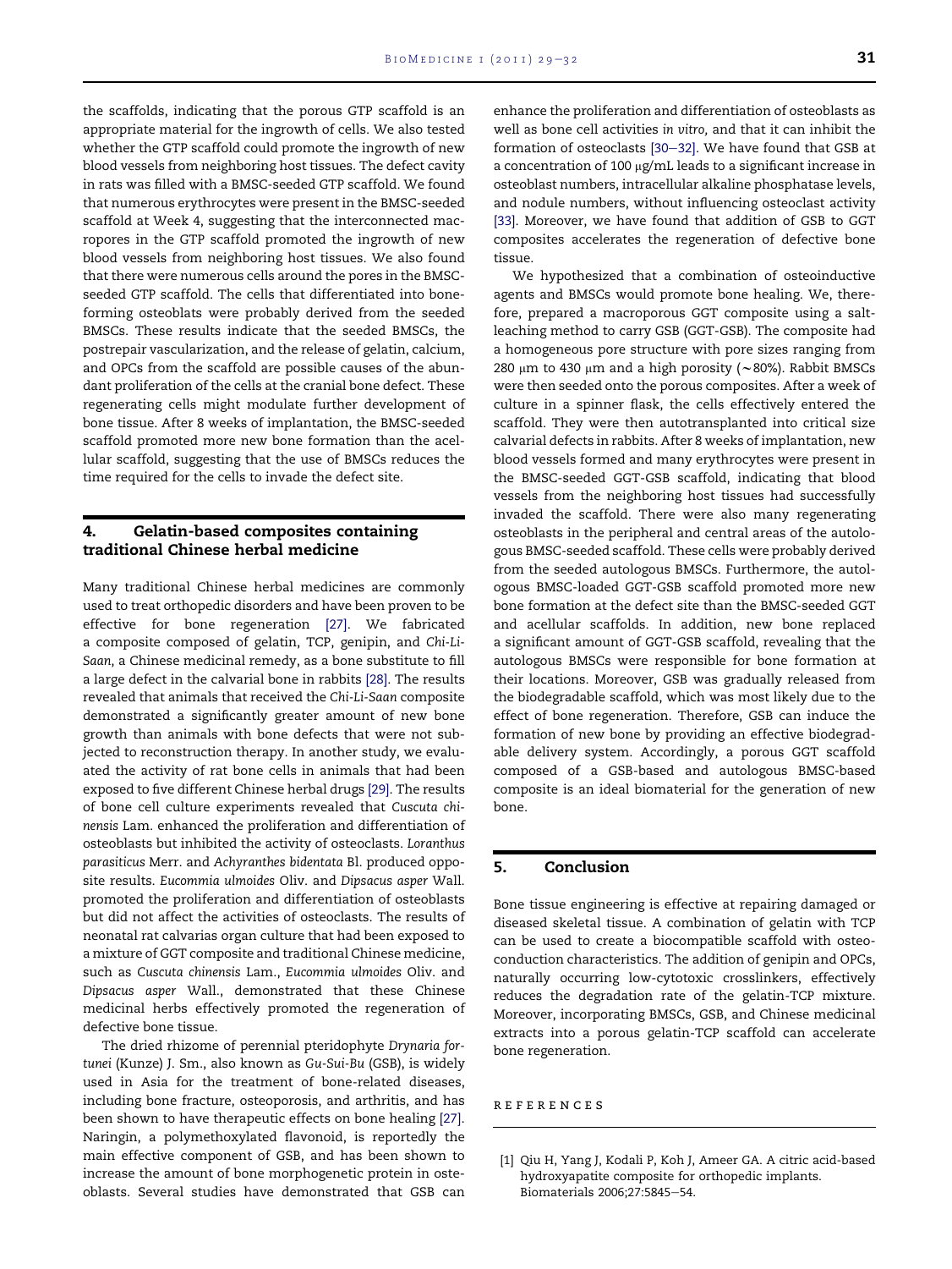the scaffolds, indicating that the porous GTP scaffold is an appropriate material for the ingrowth of cells. We also tested whether the GTP scaffold could promote the ingrowth of new blood vessels from neighboring host tissues. The defect cavity in rats was filled with a BMSC-seeded GTP scaffold. We found that numerous erythrocytes were present in the BMSC-seeded scaffold at Week 4, suggesting that the interconnected macropores in the GTP scaffold promoted the ingrowth of new blood vessels from neighboring host tissues. We also found that there were numerous cells around the pores in the BMSC-seeded GTP scaffold. The cells that differentiated into bone-forming osteoblats were probably derived from the seeded BMSCs. These results indicate that the seeded BMSCs, the postrepair vascularization, and the release of gelatin, calcium, and OPCs from the scaffold are possible causes of the abundant proliferation of the cells at the cranial bone defect. These regenerating cells might modulate further development of bone tissue. After 8 weeks of implantation, the BMSC-seeded scaffold promoted more new bone formation than the acellular scaffold, suggesting that the use of BMSCs reduces the time required for the cells to invade the defect site.

## 4. Gelatin-based composites containing traditional Chinese herbal medicine

Many traditional Chinese herbal medicines are commonly used to treat orthopedic disorders and have been proven to be effective for bone regeneration [27]. We fabricated a composite composed of gelatin, TCP, genipin, and *Chi-Li-Saan*, a Chinese medicinal remedy, as a bone substitute to fill a large defect in the calvarial bone in rabbits [28]. The results revealed that animals that received the *Chi-Li-Saan* composite demonstrated a significantly greater amount of new bone growth than animals with bone defects that were not subjected to reconstruction therapy. In another study, we evaluated the activity of rat bone cells in animals that had been exposed to five different Chinese herbal drugs [29]. The results of bone cell culture experiments revealed that *Cuscuta chinensis* Lam. enhanced the proliferation and differentiation of osteoblasts but inhibited the activity of osteoclasts. *Loranthus parasiticus* Merr. and *Achyranthes bidentata* Bl. produced opposite results. *Eucommia ulmoides* Oliv. and *Dipsacus asper* Wall. promoted the proliferation and differentiation of osteoblasts but did not affect the activities of osteoclasts. The results of neonatal rat calvarias organ culture that had been exposed to a mixture of GGT composite and traditional Chinese medicine, such as *Cuscuta chinensis* Lam., *Eucommia ulmoides* Oliv. and *Dipsacus asper* Wall., demonstrated that these Chinese medicinal herbs effectively promoted the regeneration of defective bone tissue.

The dried rhizome of perennial pteridophyte *Drynaria fortunei* (Kunze) J. Sm., also known as *Gu-Sui-Bu* (GSB), is widely used in Asia for the treatment of bone-related diseases, including bone fracture, osteoporosis, and arthritis, and has been shown to have therapeutic effects on bone healing [27]. Naringin, a polymethoxylated flavonoid, is reportedly the main effective component of GSB, and has been shown to increase the amount of bone morphogenetic protein in osteoblasts. Several studies have demonstrated that GSB can enhance the proliferation and differentiation of osteoblasts as well as bone cell activities *in vitro*, and that it can inhibit the formation of osteoclasts [30–32]. We have found that GSB at a concentration of 100 μg/mL leads to a significant increase in osteoblast numbers, intracellular alkaline phosphatase levels, and nodule numbers, without influencing osteoclast activity [33]. Moreover, we have found that addition of GSB to GGT composites accelerates the regeneration of defective bone tissue.

We hypothesized that a combination of osteoinductive agents and BMSCs would promote bone healing. We, therefore, prepared a macroporous GGT composite using a salt-leaching method to carry GSB (GGT-GSB). The composite had a homogeneous pore structure with pore sizes ranging from 280 μm to 430 μm and a high porosity (~80%). Rabbit BMSCs were then seeded onto the porous composites. After a week of culture in a spinner flask, the cells effectively entered the scaffold. They were then autotransplanted into critical size calvarial defects in rabbits. After 8 weeks of implantation, new blood vessels formed and many erythrocytes were present in the BMSC-seeded GGT-GSB scaffold, indicating that blood vessels from the neighboring host tissues had successfully invaded the scaffold. There were also many regenerating osteoblasts in the peripheral and central areas of the autologous BMSC-seeded scaffold. These cells were probably derived from the seeded autologous BMSCs. Furthermore, the autologous BMSC-loaded GGT-GSB scaffold promoted more new bone formation at the defect site than the BMSC-seeded GGT and acellular scaffolds. In addition, new bone replaced a significant amount of GGT-GSB scaffold, revealing that the autologous BMSCs were responsible for bone formation at their locations. Moreover, GSB was gradually released from the biodegradable scaffold, which was most likely due to the effect of bone regeneration. Therefore, GSB can induce the formation of new bone by providing an effective biodegradable delivery system. Accordingly, a porous GGT scaffold composed of a GSB-based and autologous BMSC-based composite is an ideal biomaterial for the generation of new bone.

## 5. Conclusion

Bone tissue engineering is effective at repairing damaged or diseased skeletal tissue. A combination of gelatin with TCP can be used to create a biocompatible scaffold with osteoconduction characteristics. The addition of genipin and OPCs, naturally occurring low-cytotoxic crosslinkers, effectively reduces the degradation rate of the gelatin-TCP mixture. Moreover, incorporating BMSCs, GSB, and Chinese medicinal extracts into a porous gelatin-TCP scaffold can accelerate bone regeneration.

## REFERENCES

[1] Qiu H, Yang J, Kodali P, Koh J, Ameer GA. A citric acid-based hydroxyapatite composite for orthopedic implants. Biomaterials 2006;27:5845–54.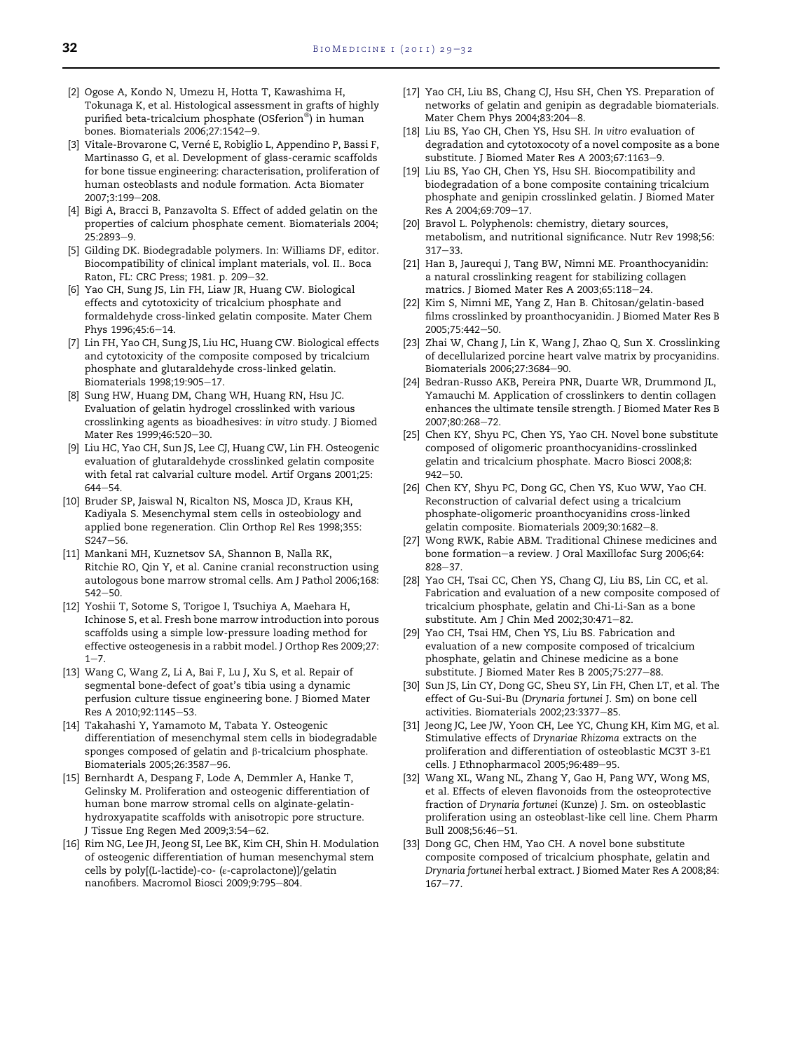[2] Ogose A, Kondo N, Umezu H, Hotta T, Kawashima H, Tokunaga K, et al. Histological assessment in grafts of highly purified beta-tricalcium phosphate (OSferion®) in human bones. Biomaterials 2006;27:1542–9.

[3] Vitale-Brovarone C, Verné E, Robiglio L, Appendino P, Bassi F, Martinasso G, et al. Development of glass-ceramic scaffolds for bone tissue engineering: characterisation, proliferation of human osteoblasts and nodule formation. Acta Biomater 2007;3:199–208.

[4] Bigi A, Bracci B, Panzavolta S. Effect of added gelatin on the properties of calcium phosphate cement. Biomaterials 2004; 25:2893–9.

[5] Gilding DK. Biodegradable polymers. In: Williams DF, editor. Biocompatibility of clinical implant materials, vol. II.. Boca Raton, FL: CRC Press; 1981. p. 209–32.

[6] Yao CH, Sung JS, Lin FH, Liaw JR, Huang CW. Biological effects and cytotoxicity of tricalcium phosphate and formaldehyde cross-linked gelatin composite. Mater Chem Phys 1996;45:6–14.

[7] Lin FH, Yao CH, Sung JS, Liu HC, Huang CW. Biological effects and cytotoxicity of the composite composed by tricalcium phosphate and glutaraldehyde cross-linked gelatin. Biomaterials 1998;19:905–17.

[8] Sung HW, Huang DM, Chang WH, Huang RN, Hsu JC. Evaluation of gelatin hydrogel crosslinked with various crosslinking agents as bioadhesives: *in vitro* study. J Biomed Mater Res 1999;46:520–30.

[9] Liu HC, Yao CH, Sun JS, Lee CJ, Huang CW, Lin FH. Osteogenic evaluation of glutaraldehyde crosslinked gelatin composite with fetal rat calvarial culture model. Artif Organs 2001;25: 644–54.

[10] Bruder SP, Jaiswal N, Ricalton NS, Mosca JD, Kraus KH, Kadiyala S. Mesenchymal stem cells in osteobiology and applied bone regeneration. Clin Orthop Rel Res 1998;355: S247–56.

[11] Mankani MH, Kuznetsov SA, Shannon B, Nalla RK, Ritchie RO, Qin Y, et al. Canine cranial reconstruction using autologous bone marrow stromal cells. Am J Pathol 2006;168: 542–50.

[12] Yoshii T, Sotome S, Torigoe I, Tsuchiya A, Maehara H, Ichinose S, et al. Fresh bone marrow introduction into porous scaffolds using a simple low-pressure loading method for effective osteogenesis in a rabbit model. J Orthop Res 2009;27: 1–7.

[13] Wang C, Wang Z, Li A, Bai F, Lu J, Xu S, et al. Repair of segmental bone-defect of goat's tibia using a dynamic perfusion culture tissue engineering bone. J Biomed Mater Res A 2010;92:1145–53.

[14] Takahashi Y, Yamamoto M, Tabata Y. Osteogenic differentiation of mesenchymal stem cells in biodegradable sponges composed of gelatin and β-tricalcium phosphate. Biomaterials 2005;26:3587–96.

[15] Bernhardt A, Despang F, Lode A, Demmler A, Hanke T, Gelinsky M. Proliferation and osteogenic differentiation of human bone marrow stromal cells on alginate-gelatin-hydroxyapatite scaffolds with anisotropic pore structure. J Tissue Eng Regen Med 2009;3:54–62.

[16] Rim NG, Lee JH, Jeong SI, Lee BK, Kim CH, Shin H. Modulation of osteogenic differentiation of human mesenchymal stem cells by poly[(L-lactide)-co- (ε-caprolactone)]/gelatin nanofibers. Macromol Biosci 2009;9:795–804.

[17] Yao CH, Liu BS, Chang CJ, Hsu SH, Chen YS. Preparation of networks of gelatin and genipin as degradable biomaterials. Mater Chem Phys 2004;83:204–8.

[18] Liu BS, Yao CH, Chen YS, Hsu SH. *In vitro* evaluation of degradation and cytotoxocity of a novel composite as a bone substitute. J Biomed Mater Res A 2003;67:1163–9.

[19] Liu BS, Yao CH, Chen YS, Hsu SH. Biocompatibility and biodegradation of a bone composite containing tricalcium phosphate and genipin crosslinked gelatin. J Biomed Mater Res A 2004;69:709–17.

[20] Bravol L. Polyphenols: chemistry, dietary sources, metabolism, and nutritional significance. Nutr Rev 1998;56: 317–33.

[21] Han B, Jaurequi J, Tang BW, Nimni ME. Proanthocyanidin: a natural crosslinking reagent for stabilizing collagen matrics. J Biomed Mater Res A 2003;65:118–24.

[22] Kim S, Nimni ME, Yang Z, Han B. Chitosan/gelatin-based films crosslinked by proanthocyanidin. J Biomed Mater Res B 2005;75:442–50.

[23] Zhai W, Chang J, Lin K, Wang J, Zhao Q, Sun X. Crosslinking of decellularized porcine heart valve matrix by procyanidins. Biomaterials 2006;27:3684–90.

[24] Bedran-Russo AKB, Pereira PNR, Duarte WR, Drummond JL, Yamauchi M. Application of crosslinkers to dentin collagen enhances the ultimate tensile strength. J Biomed Mater Res B 2007;80:268–72.

[25] Chen KY, Shyu PC, Chen YS, Yao CH. Novel bone substitute composed of oligomeric proanthocyanidins-crosslinked gelatin and tricalcium phosphate. Macro Biosci 2008;8: 942–50.

[26] Chen KY, Shyu PC, Dong GC, Chen YS, Kuo WW, Yao CH. Reconstruction of calvarial defect using a tricalcium phosphate-oligomeric proanthocyanidins cross-linked gelatin composite. Biomaterials 2009;30:1682–8.

[27] Wong RWK, Rabie ABM. Traditional Chinese medicines and bone formation—a review. J Oral Maxillofac Surg 2006;64: 828–37.

[28] Yao CH, Tsai CC, Chen YS, Chang CJ, Liu BS, Lin CC, et al. Fabrication and evaluation of a new composite composed of tricalcium phosphate, gelatin and Chi-Li-San as a bone substitute. Am J Chin Med 2002;30:471–82.

[29] Yao CH, Tsai HM, Chen YS, Liu BS. Fabrication and evaluation of a new composite composed of tricalcium phosphate, gelatin and Chinese medicine as a bone substitute. J Biomed Mater Res B 2005;75:277–88.

[30] Sun JS, Lin CY, Dong GC, Sheu SY, Lin FH, Chen LT, et al. The effect of Gu-Sui-Bu (*Drynaria fortunei* J. Sm) on bone cell activities. Biomaterials 2002;23:3377–85.

[31] Jeong JC, Lee JW, Yoon CH, Lee YC, Chung KH, Kim MG, et al. Stimulative effects of *Drynariae Rhizoma* extracts on the proliferation and differentiation of osteoblastic MC3T 3-E1 cells. J Ethnopharmacol 2005;96:489–95.

[32] Wang XL, Wang NL, Zhang Y, Gao H, Pang WY, Wong MS, et al. Effects of eleven flavonoids from the osteoprotective fraction of *Drynaria fortunei* (Kunze) J. Sm. on osteoblastic proliferation using an osteoblast-like cell line. Chem Pharm Bull 2008;56:46–51.

[33] Dong GC, Chen HM, Yao CH. A novel bone substitute composite composed of tricalcium phosphate, gelatin and *Drynaria fortunei* herbal extract. J Biomed Mater Res A 2008;84: 167–77.